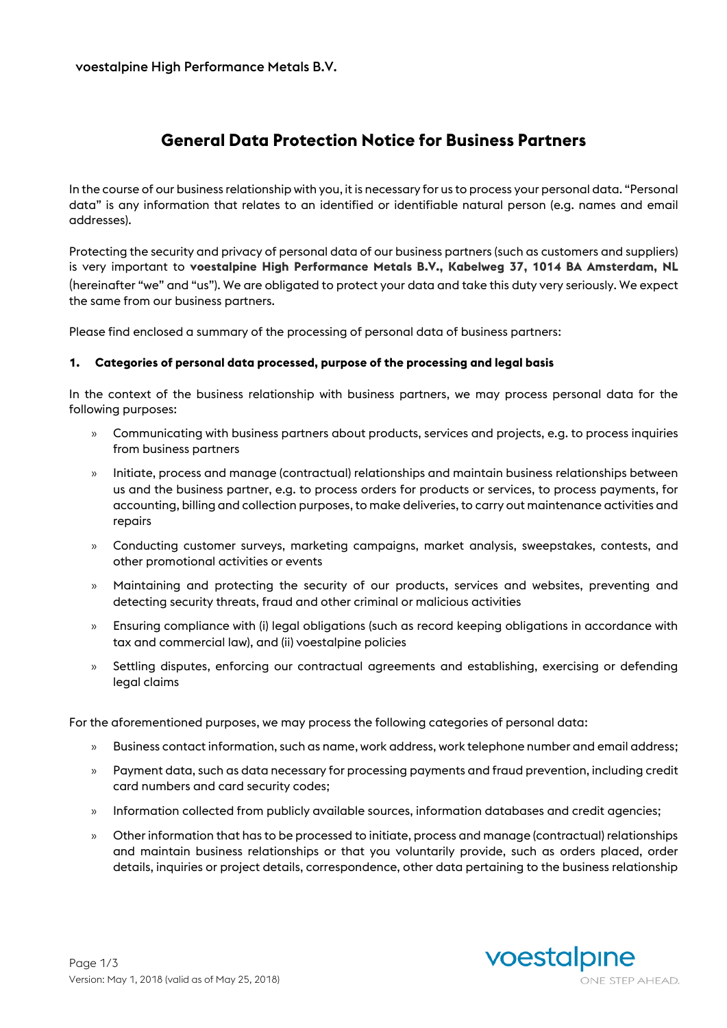voestalpine High Performance Metals B.V.

# General Data Protection Notice for Business Partners

In the course of our business relationship with you, it is necessary for us to process your personal data. "Personal data" is any information that relates to an identified or identifiable natural person (e.g. names and email addresses).

Protecting the security and privacy of personal data of our business partners (such as customers and suppliers) is very important to **voestalpine High Performance Metals B.V., Kabelweg 37, 1014 BA Amsterdam, NL** (hereinafter "we" and "us"). We are obligated to protect your data and take this duty very seriously. We expect the same from our business partners.

Please find enclosed a summary of the processing of personal data of business partners:

## 1. Categories of personal data processed, purpose of the processing and legal basis

In the context of the business relationship with business partners, we may process personal data for the following purposes:

- Communicating with business partners about products, services and projects, e.g. to process inquiries from business partners
- Initiate, process and manage (contractual) relationships and maintain business relationships between us and the business partner, e.g. to process orders for products or services, to process payments, for accounting, billing and collection purposes, to make deliveries, to carry out maintenance activities and repairs
- Conducting customer surveys, marketing campaigns, market analysis, sweepstakes, contests, and other promotional activities or events
- Maintaining and protecting the security of our products, services and websites, preventing and detecting security threats, fraud and other criminal or malicious activities
- Ensuring compliance with (i) legal obligations (such as record keeping obligations in accordance with tax and commercial law), and (ii) voestalpine policies
- Settling disputes, enforcing our contractual agreements and establishing, exercising or defending legal claims

For the aforementioned purposes, we may process the following categories of personal data:

- Business contact information, such as name, work address, work telephone number and email address;
- Payment data, such as data necessary for processing payments and fraud prevention, including credit card numbers and card security codes;
- Information collected from publicly available sources, information databases and credit agencies;
- Other information that has to be processed to initiate, process and manage (contractual) relationships and maintain business relationships or that you voluntarily provide, such as orders placed, order details, inquiries or project details, correspondence, other data pertaining to the business relationship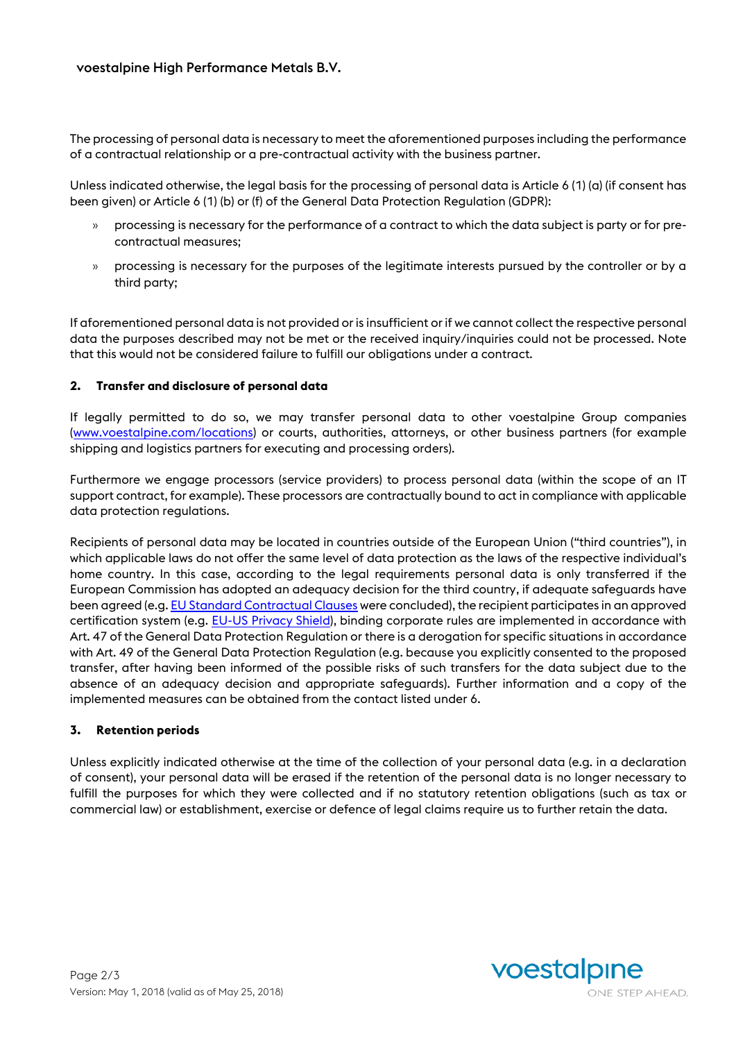The processing of personal data is necessary to meet the aforementioned purposes including the performance of a contractual relationship or a pre-contractual activity with the business partner.

Unless indicated otherwise, the legal basis for the processing of personal data is Article 6 (1) (a) (if consent has been given) or Article 6 (1) (b) or (f) of the General Data Protection Regulation (GDPR):

- processing is necessary for the performance of a contract to which the data subject is party or for pre-contractual measures;
- processing is necessary for the purposes of the legitimate interests pursued by the controller or by a third party;

If aforementioned personal data is not provided or is insufficient or if we cannot collect the respective personal data the purposes described may not be met or the received inquiry/inquiries could not be processed. Note that this would not be considered failure to fulfill our obligations under a contract.

## 2. Transfer and disclosure of personal data

If legally permitted to do so, we may transfer personal data to other voestalpine Group companies (www.voestalpine.com/locations) or courts, authorities, attorneys, or other business partners (for example shipping and logistics partners for executing and processing orders).

Furthermore we engage processors (service providers) to process personal data (within the scope of an IT support contract, for example). These processors are contractually bound to act in compliance with applicable data protection regulations.

Recipients of personal data may be located in countries outside of the European Union ("third countries"), in which applicable laws do not offer the same level of data protection as the laws of the respective individual's home country. In this case, according to the legal requirements personal data is only transferred if the European Commission has adopted an adequacy decision for the third country, if adequate safeguards have been agreed (e.g. EU Standard Contractual Clauses were concluded), the recipient participates in an approved certification system (e.g. EU-US Privacy Shield), binding corporate rules are implemented in accordance with Art. 47 of the General Data Protection Regulation or there is a derogation for specific situations in accordance with Art. 49 of the General Data Protection Regulation (e.g. because you explicitly consented to the proposed transfer, after having been informed of the possible risks of such transfers for the data subject due to the absence of an adequacy decision and appropriate safeguards). Further information and a copy of the implemented measures can be obtained from the contact listed under 6.

## 3. Retention periods

Unless explicitly indicated otherwise at the time of the collection of your personal data (e.g. in a declaration of consent), your personal data will be erased if the retention of the personal data is no longer necessary to fulfill the purposes for which they were collected and if no statutory retention obligations (such as tax or commercial law) or establishment, exercise or defence of legal claims require us to further retain the data.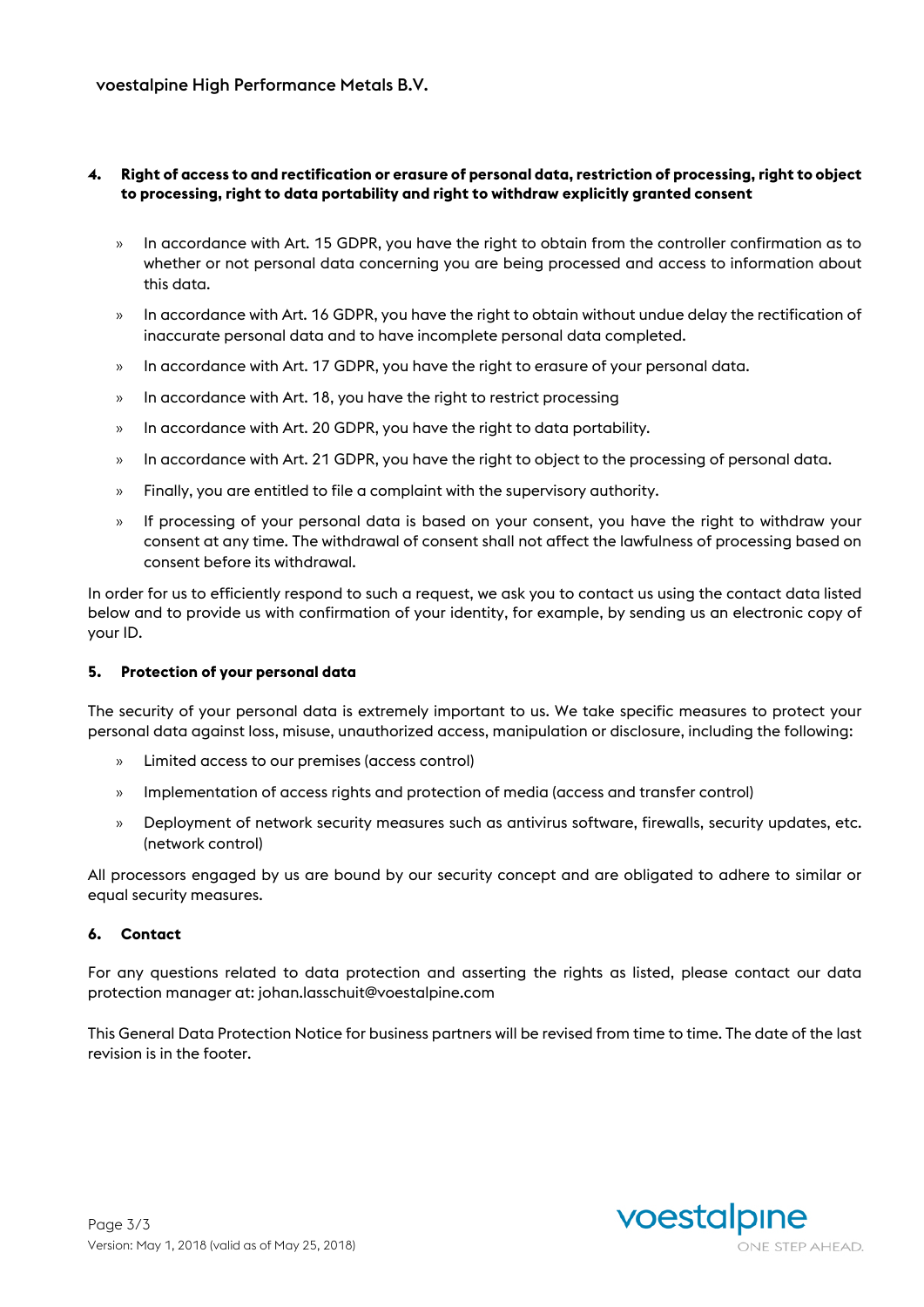## 4. Right of access to and rectification or erasure of personal data, restriction of processing, right to object to processing, right to data portability and right to withdraw explicitly granted consent

- In accordance with Art. 15 GDPR, you have the right to obtain from the controller confirmation as to whether or not personal data concerning you are being processed and access to information about this data.
- In accordance with Art. 16 GDPR, you have the right to obtain without undue delay the rectification of inaccurate personal data and to have incomplete personal data completed.
- In accordance with Art. 17 GDPR, you have the right to erasure of your personal data.
- In accordance with Art. 18, you have the right to restrict processing
- In accordance with Art. 20 GDPR, you have the right to data portability.
- In accordance with Art. 21 GDPR, you have the right to object to the processing of personal data.
- Finally, you are entitled to file a complaint with the supervisory authority.
- If processing of your personal data is based on your consent, you have the right to withdraw your consent at any time. The withdrawal of consent shall not affect the lawfulness of processing based on consent before its withdrawal.

In order for us to efficiently respond to such a request, we ask you to contact us using the contact data listed below and to provide us with confirmation of your identity, for example, by sending us an electronic copy of your ID.

## 5. Protection of your personal data

The security of your personal data is extremely important to us. We take specific measures to protect your personal data against loss, misuse, unauthorized access, manipulation or disclosure, including the following:

- Limited access to our premises (access control)
- Implementation of access rights and protection of media (access and transfer control)
- Deployment of network security measures such as antivirus software, firewalls, security updates, etc. (network control)

All processors engaged by us are bound by our security concept and are obligated to adhere to similar or equal security measures.

## 6. Contact

For any questions related to data protection and asserting the rights as listed, please contact our data protection manager at: johan.lasschuit@voestalpine.com

This General Data Protection Notice for business partners will be revised from time to time. The date of the last revision is in the footer.

Version: May 1, 2018 (valid as of May 25, 2018)